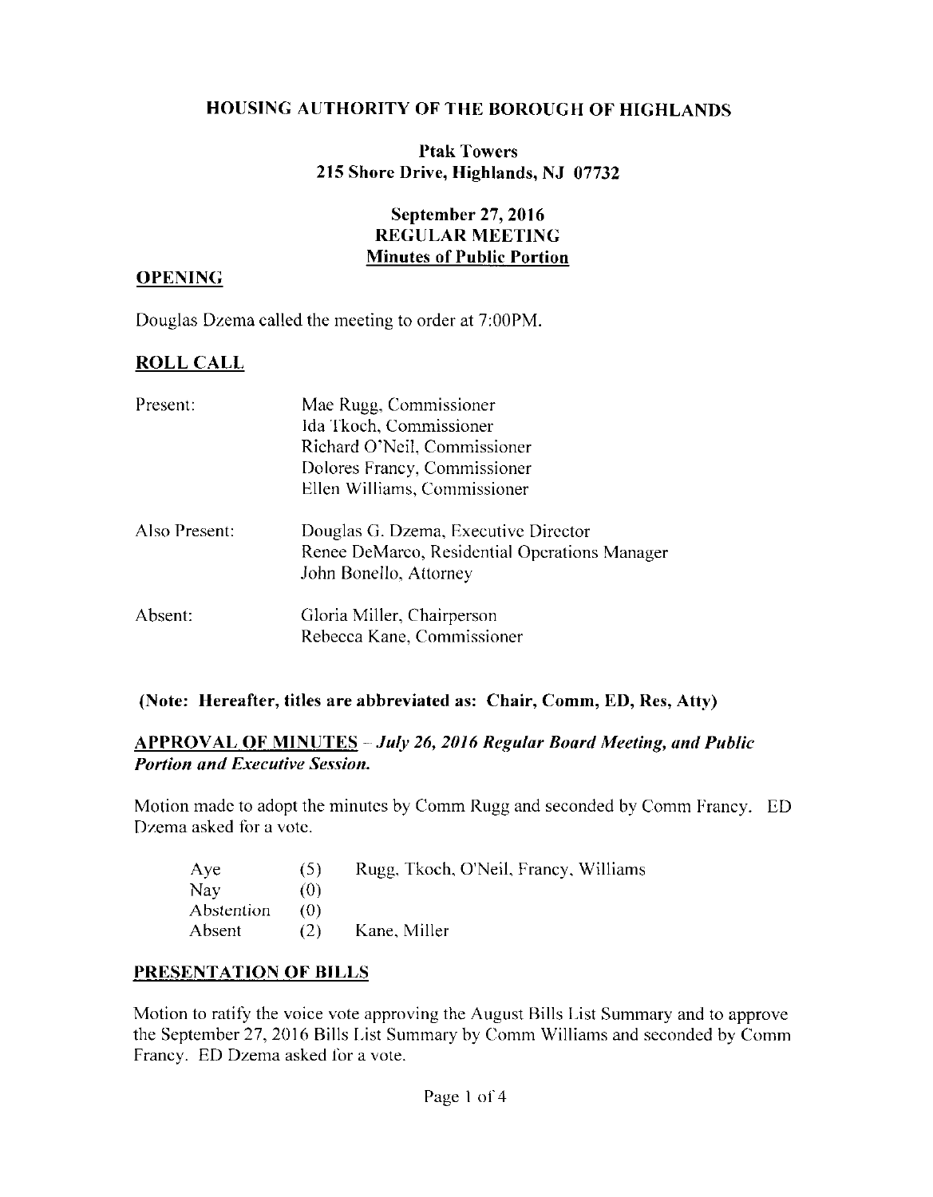# HOUSING AUTHORITY OF THE BOROUGH OF HIGHLANDS

**Ptak Towers**
**215 Shore Drive, Highlands, NJ 07732**

**September 27, 2016**
**REGULAR MEETING**
**Minutes of Public Portion**

## OPENING

Douglas Dzema called the meeting to order at 7:00PM.

## ROLL CALL

| | |
|---|---|
| Present: | Mae Rugg, Commissioner<br>Ida Tkoch, Commissioner<br>Richard O'Neil, Commissioner<br>Dolores Francy, Commissioner<br>Ellen Williams, Commissioner |
| Also Present: | Douglas G. Dzema, Executive Director<br>Renee DeMarco, Residential Operations Manager<br>John Bonello, Attorney |
| Absent: | Gloria Miller, Chairperson<br>Rebecca Kane, Commissioner |

**(Note: Hereafter, titles are abbreviated as: Chair, Comm, ED, Res, Atty)**

## APPROVAL OF MINUTES – *July 26, 2016 Regular Board Meeting, and Public Portion and Executive Session.*

Motion made to adopt the minutes by Comm Rugg and seconded by Comm Francy. ED Dzema asked for a vote.

| | | |
|---|---|---|
| Aye | (5) | Rugg, Tkoch, O'Neil, Francy, Williams |
| Nay | (0) | |
| Abstention | (0) | |
| Absent | (2) | Kane, Miller |

## PRESENTATION OF BILLS

Motion to ratify the voice vote approving the August Bills List Summary and to approve the September 27, 2016 Bills List Summary by Comm Williams and seconded by Comm Francy. ED Dzema asked for a vote.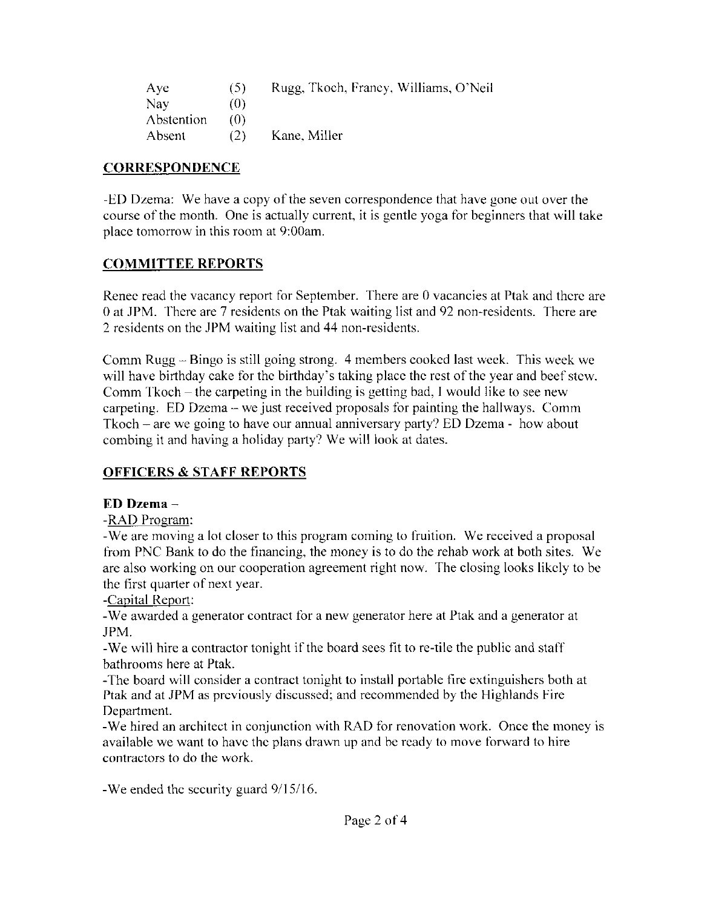| Aye | (5) | Rugg, Tkoch, Francy, Williams, O'Neil |
|---|---|---|
| Nay | (0) | |
| Abstention | (0) | |
| Absent | (2) | Kane, Miller |

## CORRESPONDENCE

-ED Dzema: We have a copy of the seven correspondence that have gone out over the course of the month. One is actually current, it is gentle yoga for beginners that will take place tomorrow in this room at 9:00am.

## COMMITTEE REPORTS

Renee read the vacancy report for September. There are 0 vacancies at Ptak and there are 0 at JPM. There are 7 residents on the Ptak waiting list and 92 non-residents. There are 2 residents on the JPM waiting list and 44 non-residents.

Comm Rugg – Bingo is still going strong. 4 members cooked last week. This week we will have birthday cake for the birthday's taking place the rest of the year and beef stew. Comm Tkoch – the carpeting in the building is getting bad, I would like to see new carpeting. ED Dzema – we just received proposals for painting the hallways. Comm Tkoch – are we going to have our annual anniversary party? ED Dzema - how about combing it and having a holiday party? We will look at dates.

## OFFICERS & STAFF REPORTS

**ED Dzema –**

-RAD Program:

-We are moving a lot closer to this program coming to fruition. We received a proposal from PNC Bank to do the financing, the money is to do the rehab work at both sites. We are also working on our cooperation agreement right now. The closing looks likely to be the first quarter of next year.

-Capital Report:

-We awarded a generator contract for a new generator here at Ptak and a generator at JPM.

-We will hire a contractor tonight if the board sees fit to re-tile the public and staff bathrooms here at Ptak.

-The board will consider a contract tonight to install portable fire extinguishers both at Ptak and at JPM as previously discussed; and recommended by the Highlands Fire Department.

-We hired an architect in conjunction with RAD for renovation work. Once the money is available we want to have the plans drawn up and be ready to move forward to hire contractors to do the work.

-We ended the security guard 9/15/16.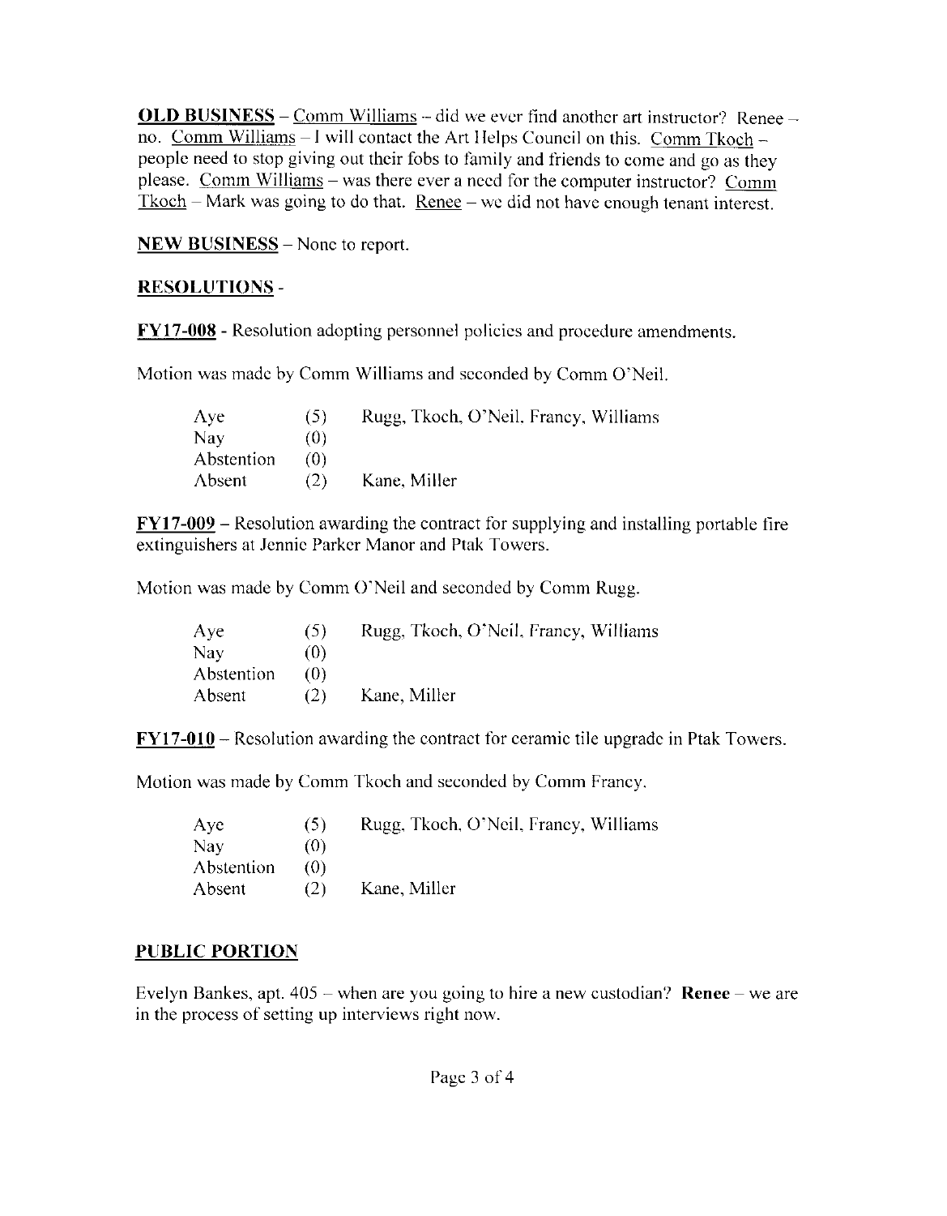**<u>OLD BUSINESS</u>** – <u>Comm Williams</u> – did we ever find another art instructor? Renee – no. <u>Comm Williams</u> – I will contact the Art Helps Council on this. <u>Comm Tkoch</u> – people need to stop giving out their fobs to family and friends to come and go as they please. <u>Comm Williams</u> – was there ever a need for the computer instructor? <u>Comm Tkoch</u> – Mark was going to do that. <u>Renee</u> – we did not have enough tenant interest.

**<u>NEW BUSINESS</u>** – None to report.

**<u>RESOLUTIONS</u>** -

**<u>FY17-008</u>** - Resolution adopting personnel policies and procedure amendments.

Motion was made by Comm Williams and seconded by Comm O'Neil.

| | | |
|---|---|---|
| Aye | (5) | Rugg, Tkoch, O'Neil, Francy, Williams |
| Nay | (0) | |
| Abstention | (0) | |
| Absent | (2) | Kane, Miller |

**<u>FY17-009</u>** – Resolution awarding the contract for supplying and installing portable fire extinguishers at Jennie Parker Manor and Ptak Towers.

Motion was made by Comm O'Neil and seconded by Comm Rugg.

| | | |
|---|---|---|
| Aye | (5) | Rugg, Tkoch, O'Neil, Francy, Williams |
| Nay | (0) | |
| Abstention | (0) | |
| Absent | (2) | Kane, Miller |

**<u>FY17-010</u>** – Resolution awarding the contract for ceramic tile upgrade in Ptak Towers.

Motion was made by Comm Tkoch and seconded by Comm Francy.

| | | |
|---|---|---|
| Aye | (5) | Rugg, Tkoch, O'Neil, Francy, Williams |
| Nay | (0) | |
| Abstention | (0) | |
| Absent | (2) | Kane, Miller |

**<u>PUBLIC PORTION</u>**

Evelyn Bankes, apt. 405 – when are you going to hire a new custodian? **Renee** – we are in the process of setting up interviews right now.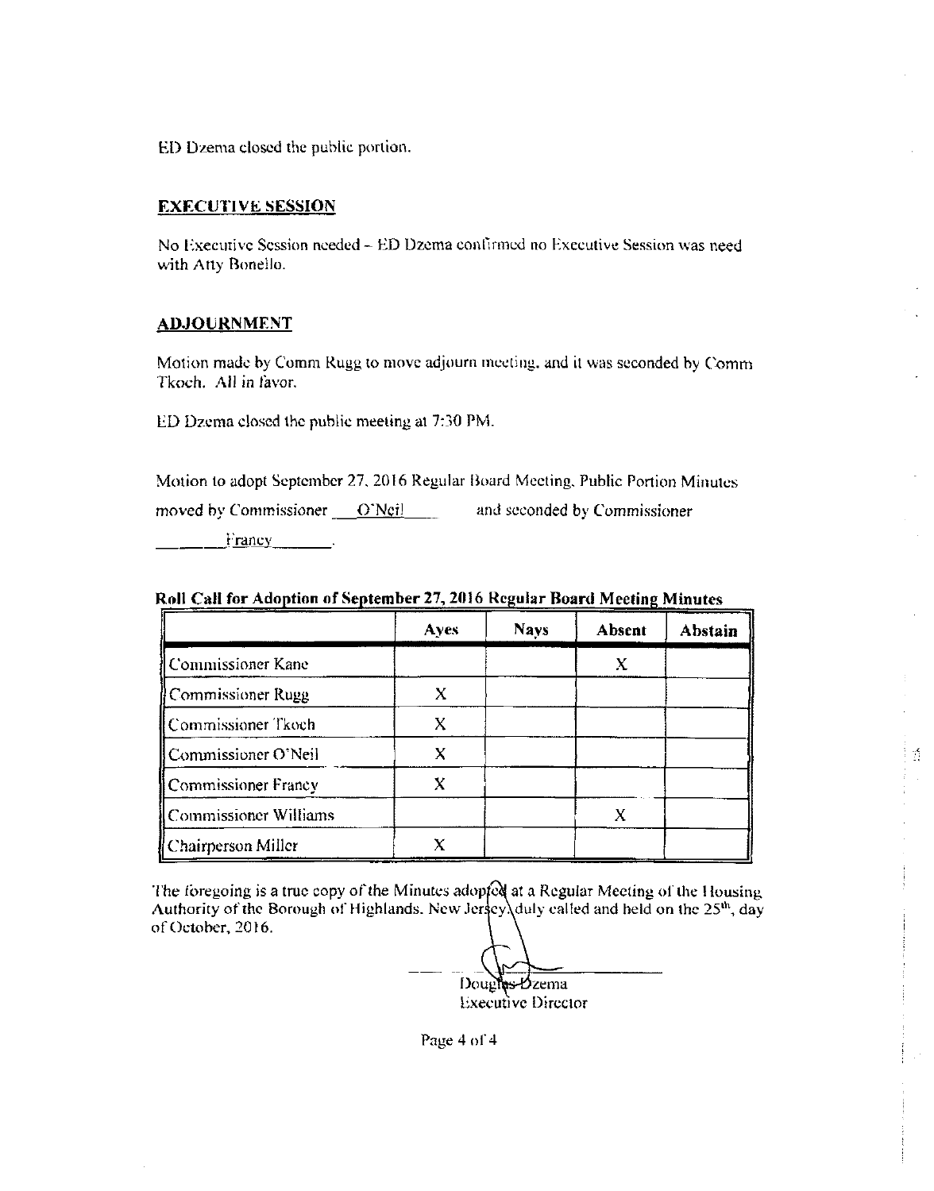ED Dzema closed the public portion.

## EXECUTIVE SESSION

No Executive Session needed – ED Dzema confirmed no Executive Session was need with Atty Bonello.

## ADJOURNMENT

Motion made by Comm Rugg to move adjourn meeting, and it was seconded by Comm Tkoch. All in favor.

ED Dzema closed the public meeting at 7:30 PM.

Motion to adopt September 27, 2016 Regular Board Meeting, Public Portion Minutes moved by Commissioner O'Neil and seconded by Commissioner Francy.

**Roll Call for Adoption of September 27, 2016 Regular Board Meeting Minutes**

| | Ayes | Nays | Absent | Abstain |
|---|---|---|---|---|
| Commissioner Kane | | | X | |
| Commissioner Rugg | X | | | |
| Commissioner Tkoch | X | | | |
| Commissioner O'Neil | X | | | |
| Commissioner Francy | X | | | |
| Commissioner Williams | | | X | |
| Chairperson Miller | X | | | |

The foregoing is a true copy of the Minutes adopted at a Regular Meeting of the Housing Authority of the Borough of Highlands, New Jersey, duly called and held on the 25th, day of October, 2016.

Douglas Dzema
Executive Director